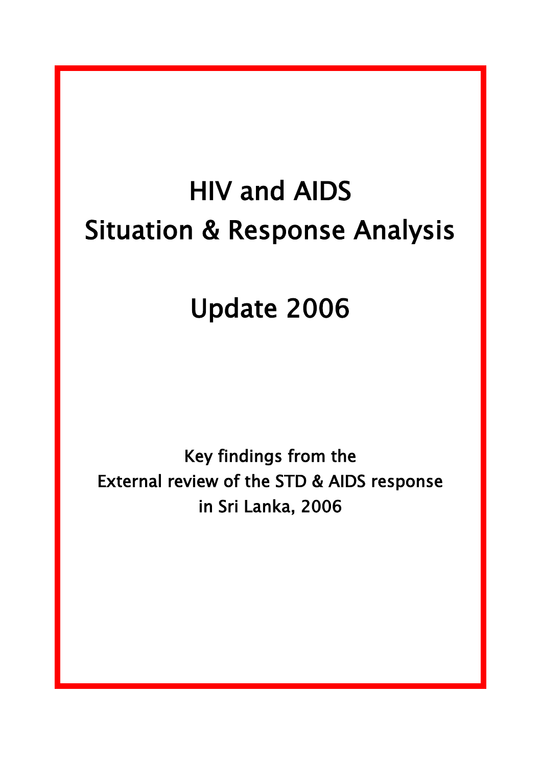# HIV and AIDS Situation & Response Analysis

# Update 2006

**Key findings from the External review of the STD & AIDS response in Sri Lanka, 2006**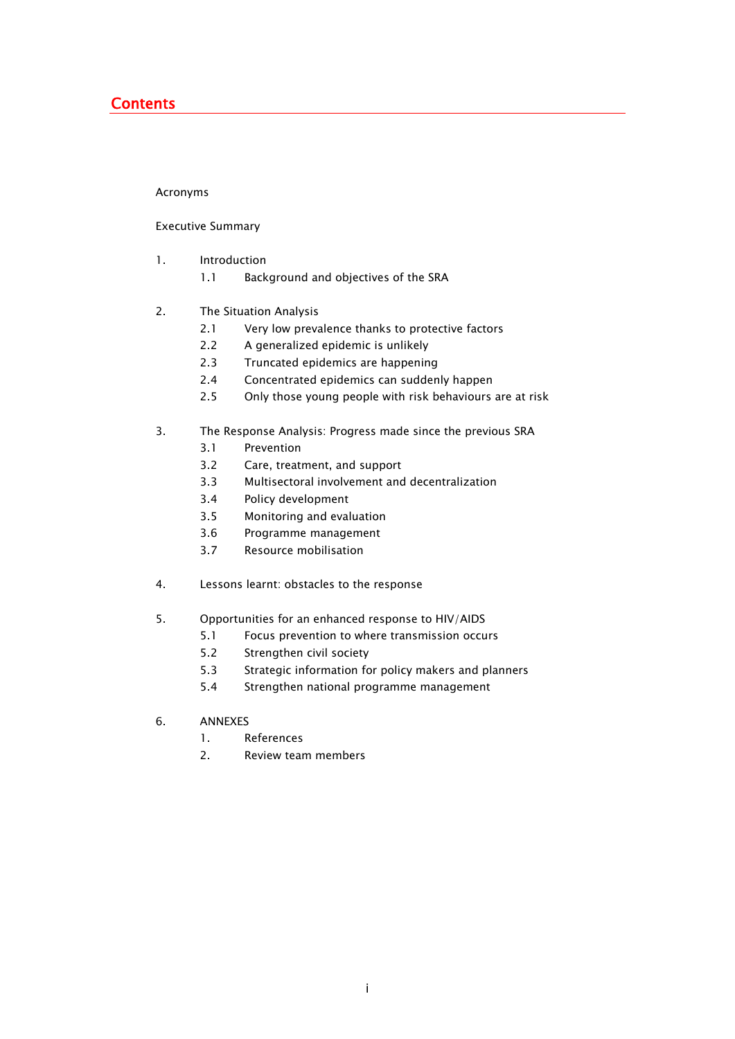# Contents

Acronyms

Executive Summary

1. Introduction
   - 1.1 Background and objectives of the SRA

2. The Situation Analysis
   - 2.1 Very low prevalence thanks to protective factors
   - 2.2 A generalized epidemic is unlikely
   - 2.3 Truncated epidemics are happening
   - 2.4 Concentrated epidemics can suddenly happen
   - 2.5 Only those young people with risk behaviours are at risk

3. The Response Analysis: Progress made since the previous SRA
   - 3.1 Prevention
   - 3.2 Care, treatment, and support
   - 3.3 Multisectoral involvement and decentralization
   - 3.4 Policy development
   - 3.5 Monitoring and evaluation
   - 3.6 Programme management
   - 3.7 Resource mobilisation

4. Lessons learnt: obstacles to the response

5. Opportunities for an enhanced response to HIV/AIDS
   - 5.1 Focus prevention to where transmission occurs
   - 5.2 Strengthen civil society
   - 5.3 Strategic information for policy makers and planners
   - 5.4 Strengthen national programme management

6. ANNEXES
   1. References
   2. Review team members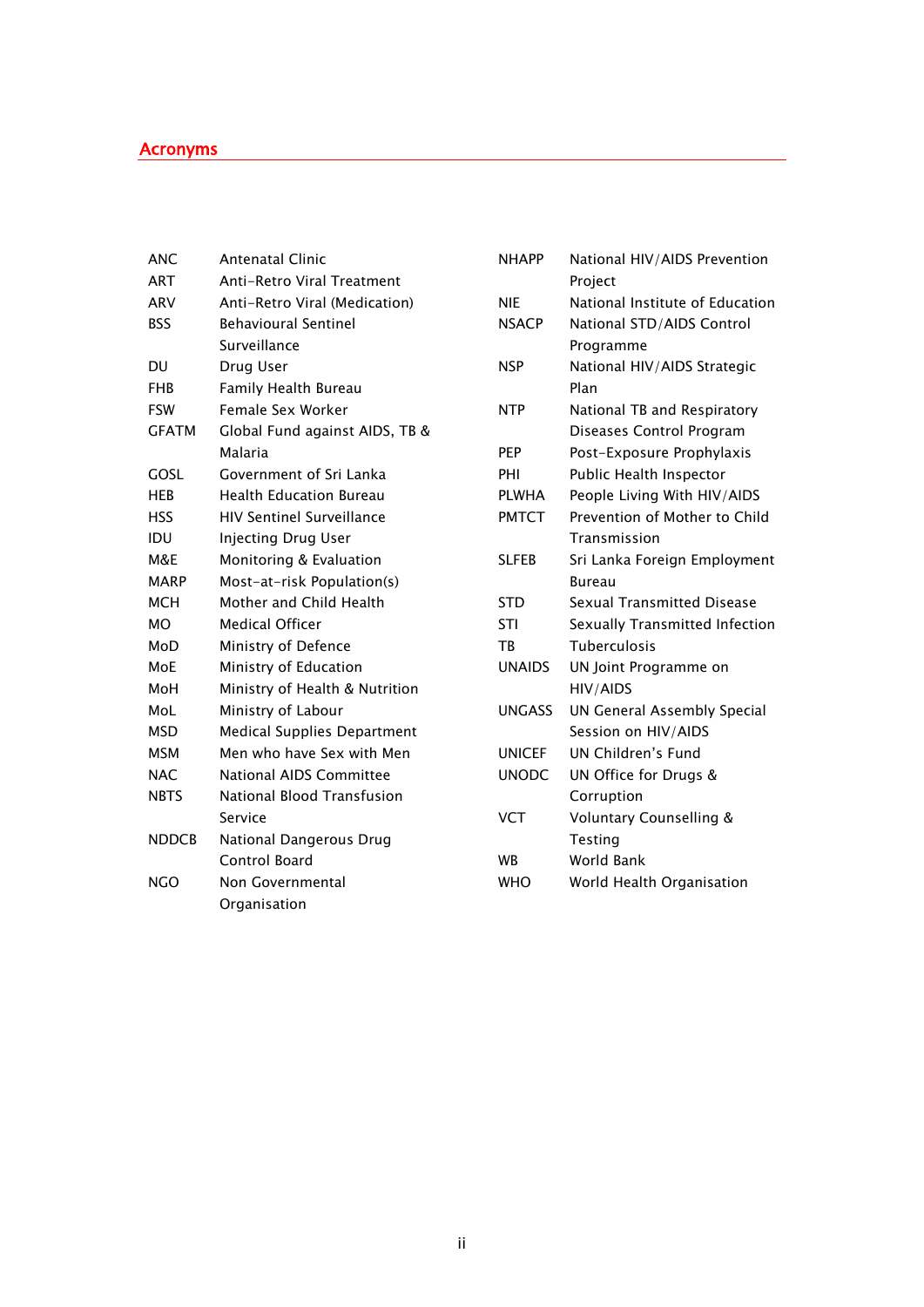## Acronyms

| | |
|---|---|
| ANC | Antenatal Clinic |
| ART | Anti-Retro Viral Treatment |
| ARV | Anti-Retro Viral (Medication) |
| BSS | Behavioural Sentinel Surveillance |
| DU | Drug User |
| FHB | Family Health Bureau |
| FSW | Female Sex Worker |
| GFATM | Global Fund against AIDS, TB & Malaria |
| GOSL | Government of Sri Lanka |
| HEB | Health Education Bureau |
| HSS | HIV Sentinel Surveillance |
| IDU | Injecting Drug User |
| M&E | Monitoring & Evaluation |
| MARP | Most-at-risk Population(s) |
| MCH | Mother and Child Health |
| MO | Medical Officer |
| MoD | Ministry of Defence |
| MoE | Ministry of Education |
| MoH | Ministry of Health & Nutrition |
| MoL | Ministry of Labour |
| MSD | Medical Supplies Department |
| MSM | Men who have Sex with Men |
| NAC | National AIDS Committee |
| NBTS | National Blood Transfusion Service |
| NDDCB | National Dangerous Drug Control Board |
| NGO | Non Governmental Organisation |
| NHAPP | National HIV/AIDS Prevention Project |
| NIE | National Institute of Education |
| NSACP | National STD/AIDS Control Programme |
| NSP | National HIV/AIDS Strategic Plan |
| NTP | National TB and Respiratory Diseases Control Program |
| PEP | Post-Exposure Prophylaxis |
| PHI | Public Health Inspector |
| PLWHA | People Living With HIV/AIDS |
| PMTCT | Prevention of Mother to Child Transmission |
| SLFEB | Sri Lanka Foreign Employment Bureau |
| STD | Sexual Transmitted Disease |
| STI | Sexually Transmitted Infection |
| TB | Tuberculosis |
| UNAIDS | UN Joint Programme on HIV/AIDS |
| UNGASS | UN General Assembly Special Session on HIV/AIDS |
| UNICEF | UN Children's Fund |
| UNODC | UN Office for Drugs & Corruption |
| VCT | Voluntary Counselling & Testing |
| WB | World Bank |
| WHO | World Health Organisation |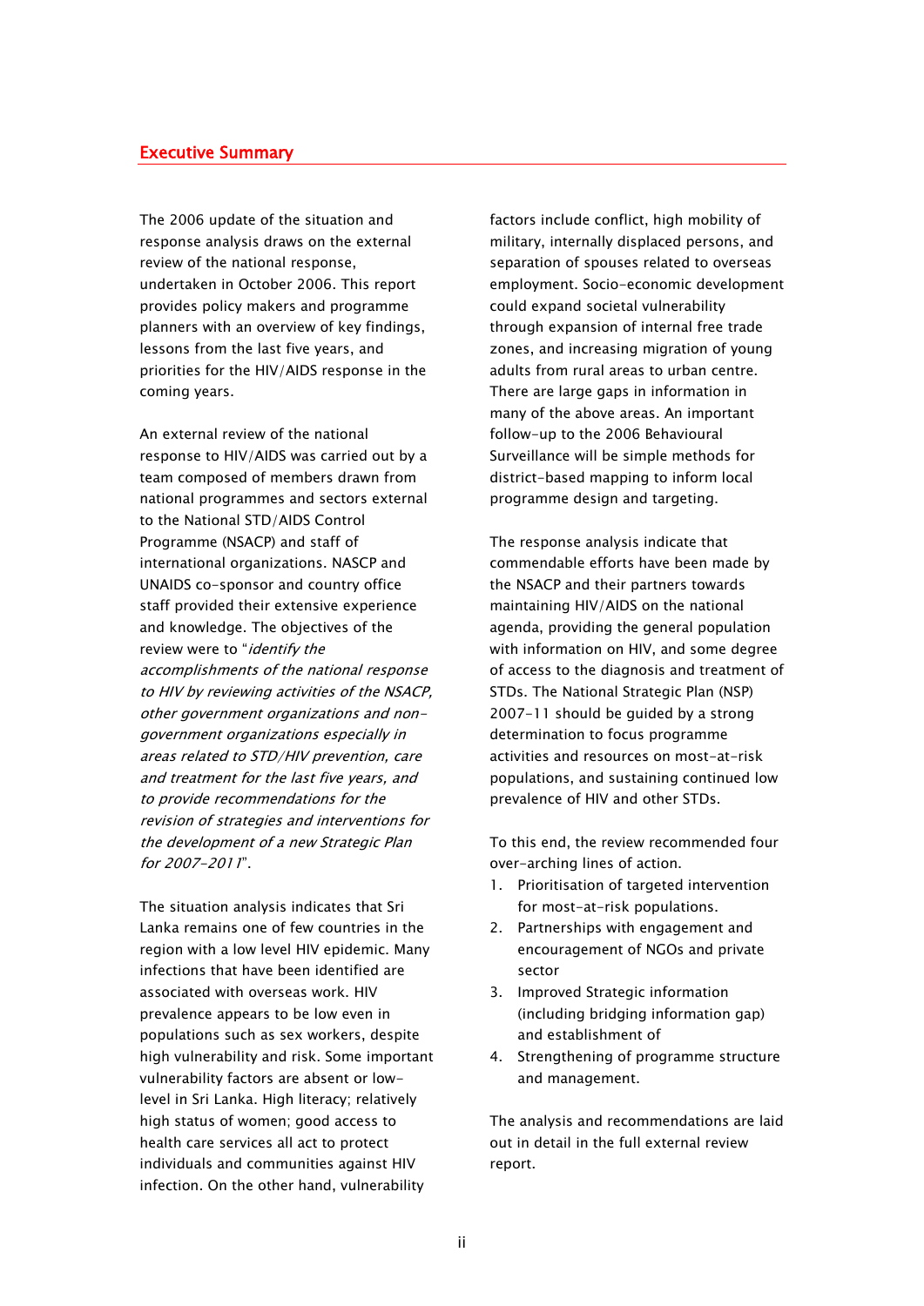## Executive Summary

The 2006 update of the situation and response analysis draws on the external review of the national response, undertaken in October 2006. This report provides policy makers and programme planners with an overview of key findings, lessons from the last five years, and priorities for the HIV/AIDS response in the coming years.

An external review of the national response to HIV/AIDS was carried out by a team composed of members drawn from national programmes and sectors external to the National STD/AIDS Control Programme (NSACP) and staff of international organizations. NASCP and UNAIDS co-sponsor and country office staff provided their extensive experience and knowledge. The objectives of the review were to "*identify the accomplishments of the national response to HIV by reviewing activities of the NSACP, other government organizations and non-government organizations especially in areas related to STD/HIV prevention, care and treatment for the last five years, and to provide recommendations for the revision of strategies and interventions for the development of a new Strategic Plan for 2007-2011*".

The situation analysis indicates that Sri Lanka remains one of few countries in the region with a low level HIV epidemic. Many infections that have been identified are associated with overseas work. HIV prevalence appears to be low even in populations such as sex workers, despite high vulnerability and risk. Some important vulnerability factors are absent or low-level in Sri Lanka. High literacy; relatively high status of women; good access to health care services all act to protect individuals and communities against HIV infection. On the other hand, vulnerability factors include conflict, high mobility of military, internally displaced persons, and separation of spouses related to overseas employment. Socio-economic development could expand societal vulnerability through expansion of internal free trade zones, and increasing migration of young adults from rural areas to urban centre. There are large gaps in information in many of the above areas. An important follow-up to the 2006 Behavioural Surveillance will be simple methods for district-based mapping to inform local programme design and targeting.

The response analysis indicate that commendable efforts have been made by the NSACP and their partners towards maintaining HIV/AIDS on the national agenda, providing the general population with information on HIV, and some degree of access to the diagnosis and treatment of STDs. The National Strategic Plan (NSP) 2007-11 should be guided by a strong determination to focus programme activities and resources on most-at-risk populations, and sustaining continued low prevalence of HIV and other STDs.

To this end, the review recommended four over-arching lines of action.

1. Prioritisation of targeted intervention for most-at-risk populations.
2. Partnerships with engagement and encouragement of NGOs and private sector
3. Improved Strategic information (including bridging information gap) and establishment of
4. Strengthening of programme structure and management.

The analysis and recommendations are laid out in detail in the full external review report.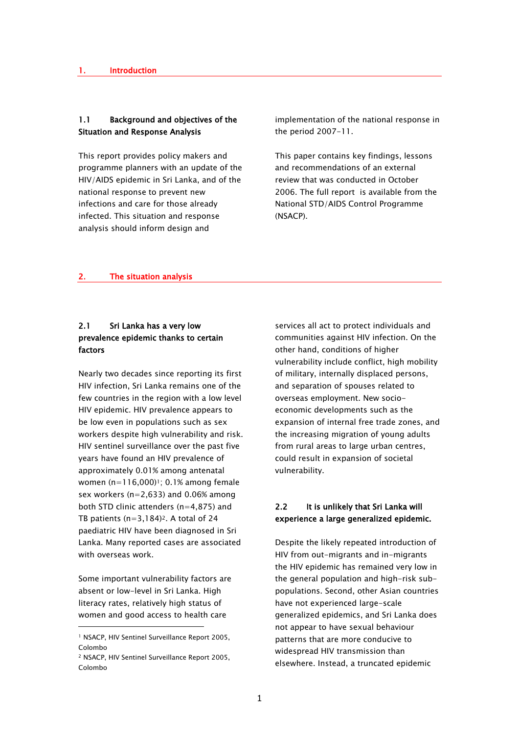# 1. Introduction

## 1.1 Background and objectives of the Situation and Response Analysis

This report provides policy makers and programme planners with an update of the HIV/AIDS epidemic in Sri Lanka, and of the national response to prevent new infections and care for those already infected. This situation and response analysis should inform design and implementation of the national response in the period 2007-11.

This paper contains key findings, lessons and recommendations of an external review that was conducted in October 2006. The full report is available from the National STD/AIDS Control Programme (NSACP).

# 2. The situation analysis

## 2.1 Sri Lanka has a very low prevalence epidemic thanks to certain factors

Nearly two decades since reporting its first HIV infection, Sri Lanka remains one of the few countries in the region with a low level HIV epidemic. HIV prevalence appears to be low even in populations such as sex workers despite high vulnerability and risk. HIV sentinel surveillance over the past five years have found an HIV prevalence of approximately 0.01% among antenatal women (n=116,000)[1]; 0.1% among female sex workers (n=2,633) and 0.06% among both STD clinic attenders (n=4,875) and TB patients (n=3,184)[2]. A total of 24 paediatric HIV have been diagnosed in Sri Lanka. Many reported cases are associated with overseas work.

Some important vulnerability factors are absent or low-level in Sri Lanka. High literacy rates, relatively high status of women and good access to health care services all act to protect individuals and communities against HIV infection. On the other hand, conditions of higher vulnerability include conflict, high mobility of military, internally displaced persons, and separation of spouses related to overseas employment. New socio-economic developments such as the expansion of internal free trade zones, and the increasing migration of young adults from rural areas to large urban centres, could result in expansion of societal vulnerability.

## 2.2 It is unlikely that Sri Lanka will experience a large generalized epidemic.

Despite the likely repeated introduction of HIV from out-migrants and in-migrants the HIV epidemic has remained very low in the general population and high-risk sub-populations. Second, other Asian countries have not experienced large-scale generalized epidemics, and Sri Lanka does not appear to have sexual behaviour patterns that are more conducive to widespread HIV transmission than elsewhere. Instead, a truncated epidemic

[1] NSACP, HIV Sentinel Surveillance Report 2005, Colombo

[2] NSACP, HIV Sentinel Surveillance Report 2005, Colombo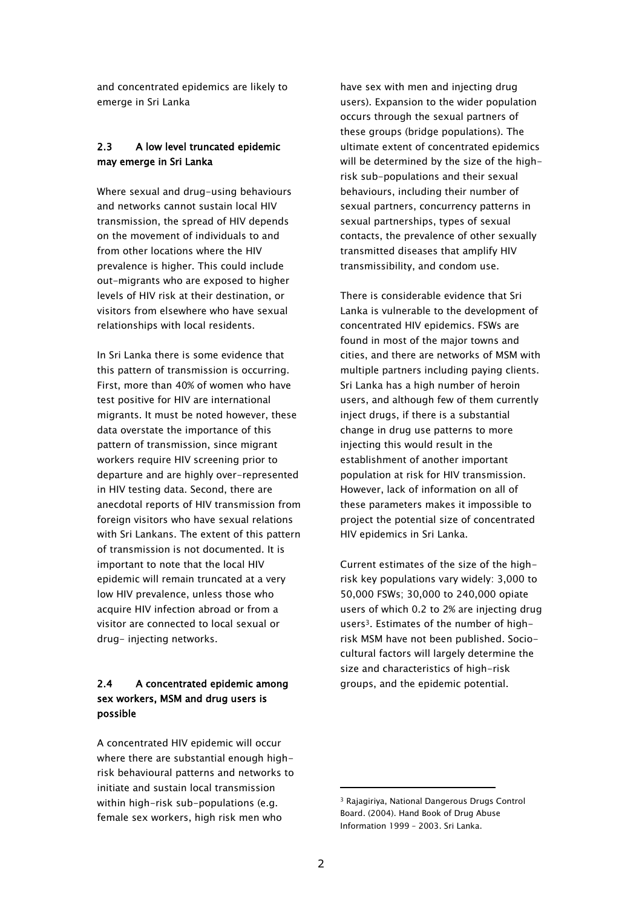and concentrated epidemics are likely to emerge in Sri Lanka

### 2.3 A low level truncated epidemic may emerge in Sri Lanka

Where sexual and drug-using behaviours and networks cannot sustain local HIV transmission, the spread of HIV depends on the movement of individuals to and from other locations where the HIV prevalence is higher. This could include out-migrants who are exposed to higher levels of HIV risk at their destination, or visitors from elsewhere who have sexual relationships with local residents.

In Sri Lanka there is some evidence that this pattern of transmission is occurring. First, more than 40% of women who have test positive for HIV are international migrants. It must be noted however, these data overstate the importance of this pattern of transmission, since migrant workers require HIV screening prior to departure and are highly over-represented in HIV testing data. Second, there are anecdotal reports of HIV transmission from foreign visitors who have sexual relations with Sri Lankans. The extent of this pattern of transmission is not documented. It is important to note that the local HIV epidemic will remain truncated at a very low HIV prevalence, unless those who acquire HIV infection abroad or from a visitor are connected to local sexual or drug- injecting networks.

### 2.4 A concentrated epidemic among sex workers, MSM and drug users is possible

A concentrated HIV epidemic will occur where there are substantial enough high-risk behavioural patterns and networks to initiate and sustain local transmission within high-risk sub-populations (e.g. female sex workers, high risk men who have sex with men and injecting drug users). Expansion to the wider population occurs through the sexual partners of these groups (bridge populations). The ultimate extent of concentrated epidemics will be determined by the size of the high-risk sub-populations and their sexual behaviours, including their number of sexual partners, concurrency patterns in sexual partnerships, types of sexual contacts, the prevalence of other sexually transmitted diseases that amplify HIV transmissibility, and condom use.

There is considerable evidence that Sri Lanka is vulnerable to the development of concentrated HIV epidemics. FSWs are found in most of the major towns and cities, and there are networks of MSM with multiple partners including paying clients. Sri Lanka has a high number of heroin users, and although few of them currently inject drugs, if there is a substantial change in drug use patterns to more injecting this would result in the establishment of another important population at risk for HIV transmission. However, lack of information on all of these parameters makes it impossible to project the potential size of concentrated HIV epidemics in Sri Lanka.

Current estimates of the size of the high-risk key populations vary widely: 3,000 to 50,000 FSWs; 30,000 to 240,000 opiate users of which 0.2 to 2% are injecting drug users[3]. Estimates of the number of high-risk MSM have not been published. Socio-cultural factors will largely determine the size and characteristics of high-risk groups, and the epidemic potential.

---

[3] Rajagiriya, National Dangerous Drugs Control Board. (2004). Hand Book of Drug Abuse Information 1999 – 2003. Sri Lanka.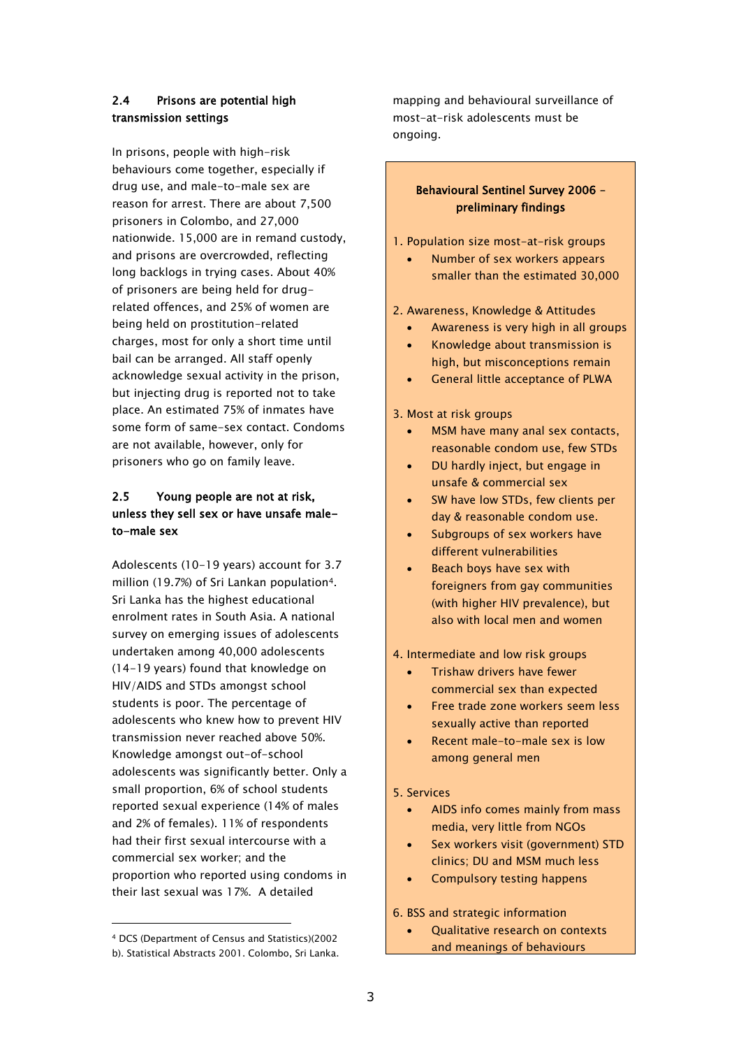## 2.4 Prisons are potential high transmission settings

In prisons, people with high-risk behaviours come together, especially if drug use, and male-to-male sex are reason for arrest. There are about 7,500 prisoners in Colombo, and 27,000 nationwide. 15,000 are in remand custody, and prisons are overcrowded, reflecting long backlogs in trying cases. About 40% of prisoners are being held for drug-related offences, and 25% of women are being held on prostitution-related charges, most for only a short time until bail can be arranged. All staff openly acknowledge sexual activity in the prison, but injecting drug is reported not to take place. An estimated 75% of inmates have some form of same-sex contact. Condoms are not available, however, only for prisoners who go on family leave.

## 2.5 Young people are not at risk, unless they sell sex or have unsafe male-to-male sex

Adolescents (10-19 years) account for 3.7 million (19.7%) of Sri Lankan population[4]. Sri Lanka has the highest educational enrolment rates in South Asia. A national survey on emerging issues of adolescents undertaken among 40,000 adolescents (14-19 years) found that knowledge on HIV/AIDS and STDs amongst school students is poor. The percentage of adolescents who knew how to prevent HIV transmission never reached above 50%. Knowledge amongst out-of-school adolescents was significantly better. Only a small proportion, 6% of school students reported sexual experience (14% of males and 2% of females). 11% of respondents had their first sexual intercourse with a commercial sex worker; and the proportion who reported using condoms in their last sexual was 17%. A detailed mapping and behavioural surveillance of most-at-risk adolescents must be ongoing.

> **Behavioural Sentinel Survey 2006 – preliminary findings**
>
> 1. Population size most-at-risk groups
>     - Number of sex workers appears smaller than the estimated 30,000
>
> 2. Awareness, Knowledge & Attitudes
>     - Awareness is very high in all groups
>     - Knowledge about transmission is high, but misconceptions remain
>     - General little acceptance of PLWA
>
> 3. Most at risk groups
>     - MSM have many anal sex contacts, reasonable condom use, few STDs
>     - DU hardly inject, but engage in unsafe & commercial sex
>     - SW have low STDs, few clients per day & reasonable condom use.
>     - Subgroups of sex workers have different vulnerabilities
>     - Beach boys have sex with foreigners from gay communities (with higher HIV prevalence), but also with local men and women
>
> 4. Intermediate and low risk groups
>     - Trishaw drivers have fewer commercial sex than expected
>     - Free trade zone workers seem less sexually active than reported
>     - Recent male-to-male sex is low among general men
>
> 5. Services
>     - AIDS info comes mainly from mass media, very little from NGOs
>     - Sex workers visit (government) STD clinics; DU and MSM much less
>     - Compulsory testing happens
>
> 6. BSS and strategic information
>     - Qualitative research on contexts and meanings of behaviours

[4] DCS (Department of Census and Statistics)(2002 b). Statistical Abstracts 2001. Colombo, Sri Lanka.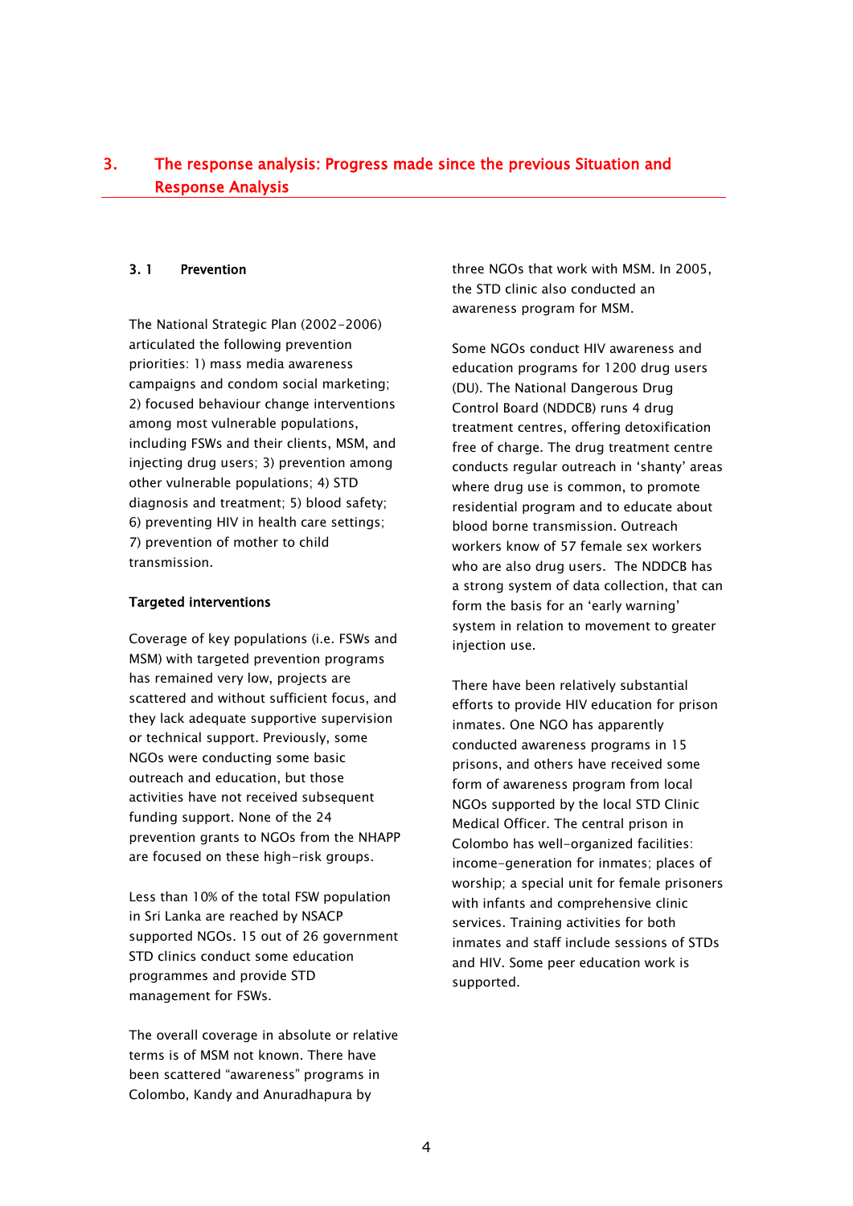# 3. The response analysis: Progress made since the previous Situation and Response Analysis

## 3. 1 Prevention

The National Strategic Plan (2002-2006) articulated the following prevention priorities: 1) mass media awareness campaigns and condom social marketing; 2) focused behaviour change interventions among most vulnerable populations, including FSWs and their clients, MSM, and injecting drug users; 3) prevention among other vulnerable populations; 4) STD diagnosis and treatment; 5) blood safety; 6) preventing HIV in health care settings; 7) prevention of mother to child transmission.

### Targeted interventions

Coverage of key populations (i.e. FSWs and MSM) with targeted prevention programs has remained very low, projects are scattered and without sufficient focus, and they lack adequate supportive supervision or technical support. Previously, some NGOs were conducting some basic outreach and education, but those activities have not received subsequent funding support. None of the 24 prevention grants to NGOs from the NHAPP are focused on these high-risk groups.

Less than 10% of the total FSW population in Sri Lanka are reached by NSACP supported NGOs. 15 out of 26 government STD clinics conduct some education programmes and provide STD management for FSWs.

The overall coverage in absolute or relative terms is of MSM not known. There have been scattered "awareness" programs in Colombo, Kandy and Anuradhapura by three NGOs that work with MSM. In 2005, the STD clinic also conducted an awareness program for MSM.

Some NGOs conduct HIV awareness and education programs for 1200 drug users (DU). The National Dangerous Drug Control Board (NDDCB) runs 4 drug treatment centres, offering detoxification free of charge. The drug treatment centre conducts regular outreach in 'shanty' areas where drug use is common, to promote residential program and to educate about blood borne transmission. Outreach workers know of 57 female sex workers who are also drug users. The NDDCB has a strong system of data collection, that can form the basis for an 'early warning' system in relation to movement to greater injection use.

There have been relatively substantial efforts to provide HIV education for prison inmates. One NGO has apparently conducted awareness programs in 15 prisons, and others have received some form of awareness program from local NGOs supported by the local STD Clinic Medical Officer. The central prison in Colombo has well-organized facilities: income-generation for inmates; places of worship; a special unit for female prisoners with infants and comprehensive clinic services. Training activities for both inmates and staff include sessions of STDs and HIV. Some peer education work is supported.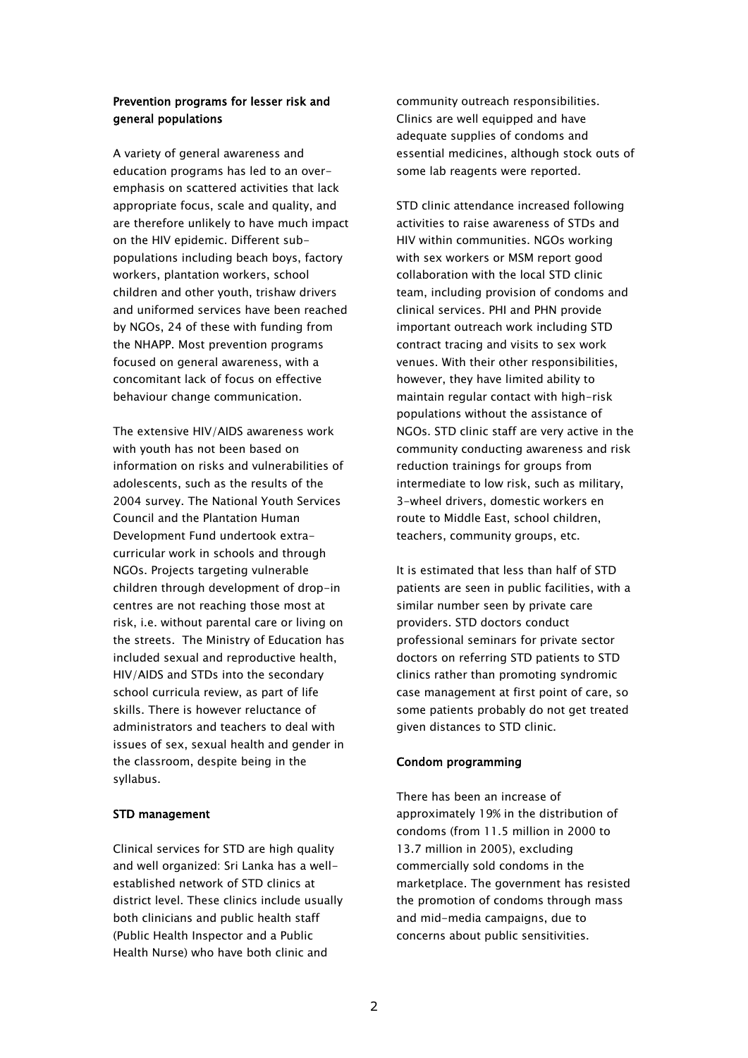### Prevention programs for lesser risk and general populations

A variety of general awareness and education programs has led to an over-emphasis on scattered activities that lack appropriate focus, scale and quality, and are therefore unlikely to have much impact on the HIV epidemic. Different sub-populations including beach boys, factory workers, plantation workers, school children and other youth, trishaw drivers and uniformed services have been reached by NGOs, 24 of these with funding from the NHAPP. Most prevention programs focused on general awareness, with a concomitant lack of focus on effective behaviour change communication.

The extensive HIV/AIDS awareness work with youth has not been based on information on risks and vulnerabilities of adolescents, such as the results of the 2004 survey. The National Youth Services Council and the Plantation Human Development Fund undertook extra-curricular work in schools and through NGOs. Projects targeting vulnerable children through development of drop-in centres are not reaching those most at risk, i.e. without parental care or living on the streets. The Ministry of Education has included sexual and reproductive health, HIV/AIDS and STDs into the secondary school curricula review, as part of life skills. There is however reluctance of administrators and teachers to deal with issues of sex, sexual health and gender in the classroom, despite being in the syllabus.

### STD management

Clinical services for STD are high quality and well organized: Sri Lanka has a well-established network of STD clinics at district level. These clinics include usually both clinicians and public health staff (Public Health Inspector and a Public Health Nurse) who have both clinic and community outreach responsibilities. Clinics are well equipped and have adequate supplies of condoms and essential medicines, although stock outs of some lab reagents were reported.

STD clinic attendance increased following activities to raise awareness of STDs and HIV within communities. NGOs working with sex workers or MSM report good collaboration with the local STD clinic team, including provision of condoms and clinical services. PHI and PHN provide important outreach work including STD contract tracing and visits to sex work venues. With their other responsibilities, however, they have limited ability to maintain regular contact with high-risk populations without the assistance of NGOs. STD clinic staff are very active in the community conducting awareness and risk reduction trainings for groups from intermediate to low risk, such as military, 3-wheel drivers, domestic workers en route to Middle East, school children, teachers, community groups, etc.

It is estimated that less than half of STD patients are seen in public facilities, with a similar number seen by private care providers. STD doctors conduct professional seminars for private sector doctors on referring STD patients to STD clinics rather than promoting syndromic case management at first point of care, so some patients probably do not get treated given distances to STD clinic.

### Condom programming

There has been an increase of approximately 19% in the distribution of condoms (from 11.5 million in 2000 to 13.7 million in 2005), excluding commercially sold condoms in the marketplace. The government has resisted the promotion of condoms through mass and mid-media campaigns, due to concerns about public sensitivities.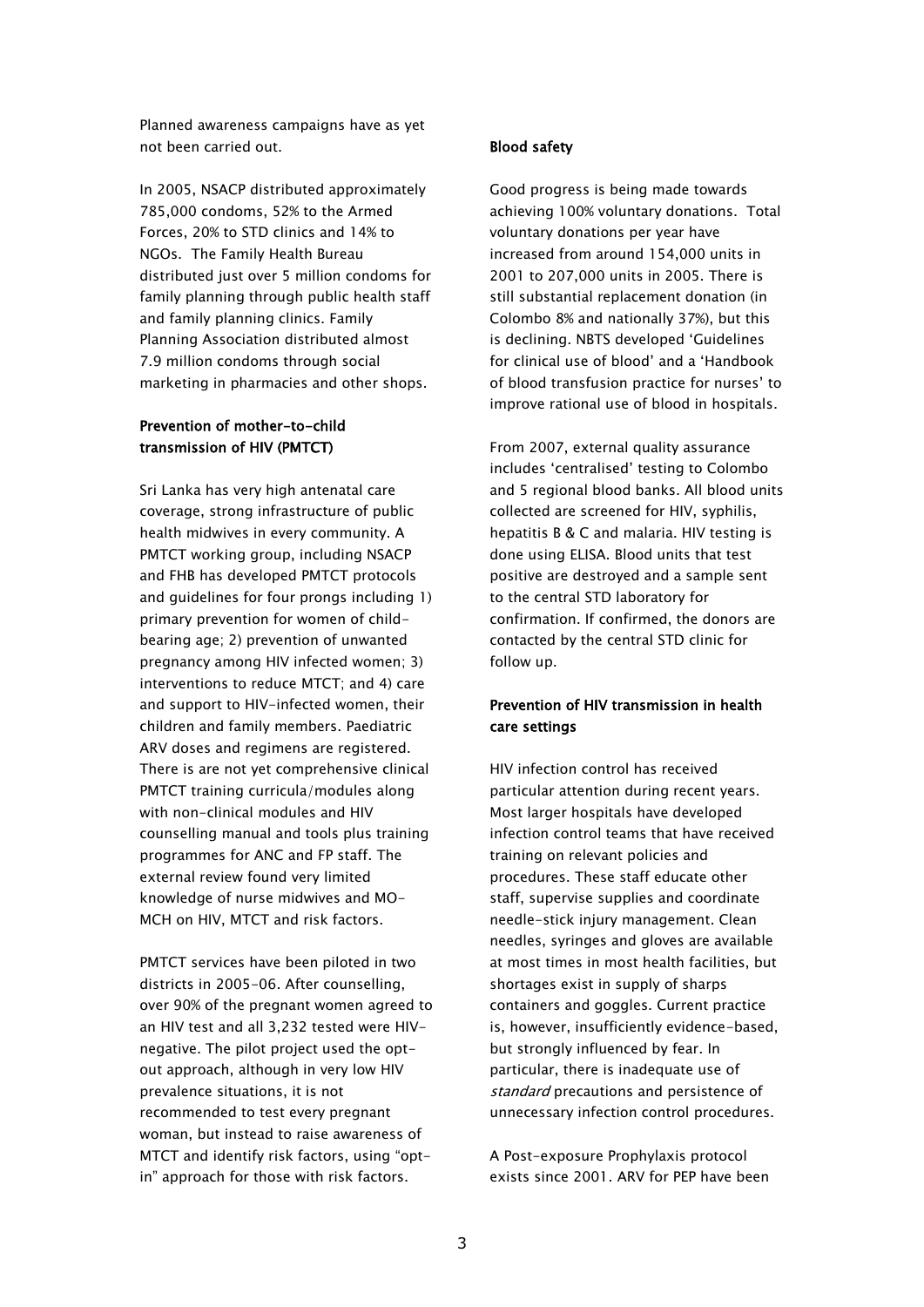Planned awareness campaigns have as yet not been carried out.

In 2005, NSACP distributed approximately 785,000 condoms, 52% to the Armed Forces, 20% to STD clinics and 14% to NGOs. The Family Health Bureau distributed just over 5 million condoms for family planning through public health staff and family planning clinics. Family Planning Association distributed almost 7.9 million condoms through social marketing in pharmacies and other shops.

**Prevention of mother-to-child transmission of HIV (PMTCT)**

Sri Lanka has very high antenatal care coverage, strong infrastructure of public health midwives in every community. A PMTCT working group, including NSACP and FHB has developed PMTCT protocols and guidelines for four prongs including 1) primary prevention for women of child-bearing age; 2) prevention of unwanted pregnancy among HIV infected women; 3) interventions to reduce MTCT; and 4) care and support to HIV-infected women, their children and family members. Paediatric ARV doses and regimens are registered. There is are not yet comprehensive clinical PMTCT training curricula/modules along with non-clinical modules and HIV counselling manual and tools plus training programmes for ANC and FP staff. The external review found very limited knowledge of nurse midwives and MO-MCH on HIV, MTCT and risk factors.

PMTCT services have been piloted in two districts in 2005-06. After counselling, over 90% of the pregnant women agreed to an HIV test and all 3,232 tested were HIV-negative. The pilot project used the opt-out approach, although in very low HIV prevalence situations, it is not recommended to test every pregnant woman, but instead to raise awareness of MTCT and identify risk factors, using "opt-in" approach for those with risk factors.

**Blood safety**

Good progress is being made towards achieving 100% voluntary donations. Total voluntary donations per year have increased from around 154,000 units in 2001 to 207,000 units in 2005. There is still substantial replacement donation (in Colombo 8% and nationally 37%), but this is declining. NBTS developed 'Guidelines for clinical use of blood' and a 'Handbook of blood transfusion practice for nurses' to improve rational use of blood in hospitals.

From 2007, external quality assurance includes 'centralised' testing to Colombo and 5 regional blood banks. All blood units collected are screened for HIV, syphilis, hepatitis B & C and malaria. HIV testing is done using ELISA. Blood units that test positive are destroyed and a sample sent to the central STD laboratory for confirmation. If confirmed, the donors are contacted by the central STD clinic for follow up.

**Prevention of HIV transmission in health care settings**

HIV infection control has received particular attention during recent years. Most larger hospitals have developed infection control teams that have received training on relevant policies and procedures. These staff educate other staff, supervise supplies and coordinate needle-stick injury management. Clean needles, syringes and gloves are available at most times in most health facilities, but shortages exist in supply of sharps containers and goggles. Current practice is, however, insufficiently evidence-based, but strongly influenced by fear. In particular, there is inadequate use of *standard* precautions and persistence of unnecessary infection control procedures.

A Post-exposure Prophylaxis protocol exists since 2001. ARV for PEP have been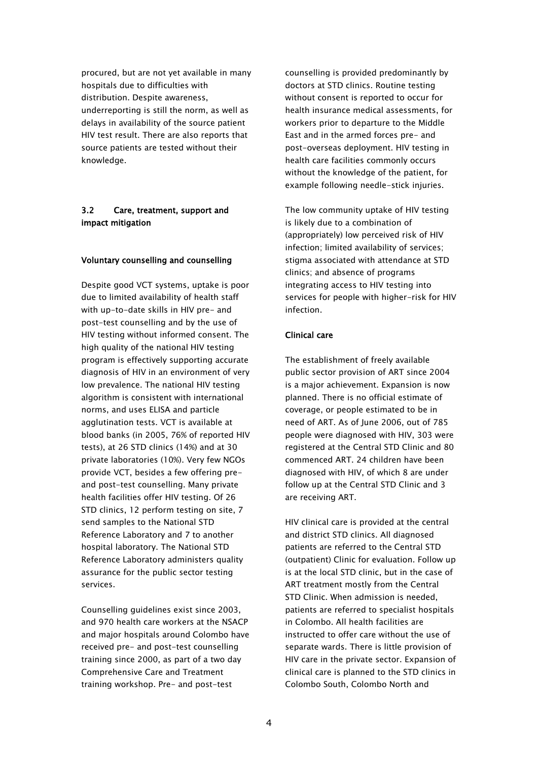procured, but are not yet available in many hospitals due to difficulties with distribution. Despite awareness, underreporting is still the norm, as well as delays in availability of the source patient HIV test result. There are also reports that source patients are tested without their knowledge.

### 3.2 Care, treatment, support and impact mitigation

#### Voluntary counselling and counselling

Despite good VCT systems, uptake is poor due to limited availability of health staff with up-to-date skills in HIV pre- and post-test counselling and by the use of HIV testing without informed consent. The high quality of the national HIV testing program is effectively supporting accurate diagnosis of HIV in an environment of very low prevalence. The national HIV testing algorithm is consistent with international norms, and uses ELISA and particle agglutination tests. VCT is available at blood banks (in 2005, 76% of reported HIV tests), at 26 STD clinics (14%) and at 30 private laboratories (10%). Very few NGOs provide VCT, besides a few offering pre- and post-test counselling. Many private health facilities offer HIV testing. Of 26 STD clinics, 12 perform testing on site, 7 send samples to the National STD Reference Laboratory and 7 to another hospital laboratory. The National STD Reference Laboratory administers quality assurance for the public sector testing services.

Counselling guidelines exist since 2003, and 970 health care workers at the NSACP and major hospitals around Colombo have received pre- and post-test counselling training since 2000, as part of a two day Comprehensive Care and Treatment training workshop. Pre- and post-test counselling is provided predominantly by doctors at STD clinics. Routine testing without consent is reported to occur for health insurance medical assessments, for workers prior to departure to the Middle East and in the armed forces pre- and post-overseas deployment. HIV testing in health care facilities commonly occurs without the knowledge of the patient, for example following needle-stick injuries.

The low community uptake of HIV testing is likely due to a combination of (appropriately) low perceived risk of HIV infection; limited availability of services; stigma associated with attendance at STD clinics; and absence of programs integrating access to HIV testing into services for people with higher-risk for HIV infection.

#### Clinical care

The establishment of freely available public sector provision of ART since 2004 is a major achievement. Expansion is now planned. There is no official estimate of coverage, or people estimated to be in need of ART. As of June 2006, out of 785 people were diagnosed with HIV, 303 were registered at the Central STD Clinic and 80 commenced ART. 24 children have been diagnosed with HIV, of which 8 are under follow up at the Central STD Clinic and 3 are receiving ART.

HIV clinical care is provided at the central and district STD clinics. All diagnosed patients are referred to the Central STD (outpatient) Clinic for evaluation. Follow up is at the local STD clinic, but in the case of ART treatment mostly from the Central STD Clinic. When admission is needed, patients are referred to specialist hospitals in Colombo. All health facilities are instructed to offer care without the use of separate wards. There is little provision of HIV care in the private sector. Expansion of clinical care is planned to the STD clinics in Colombo South, Colombo North and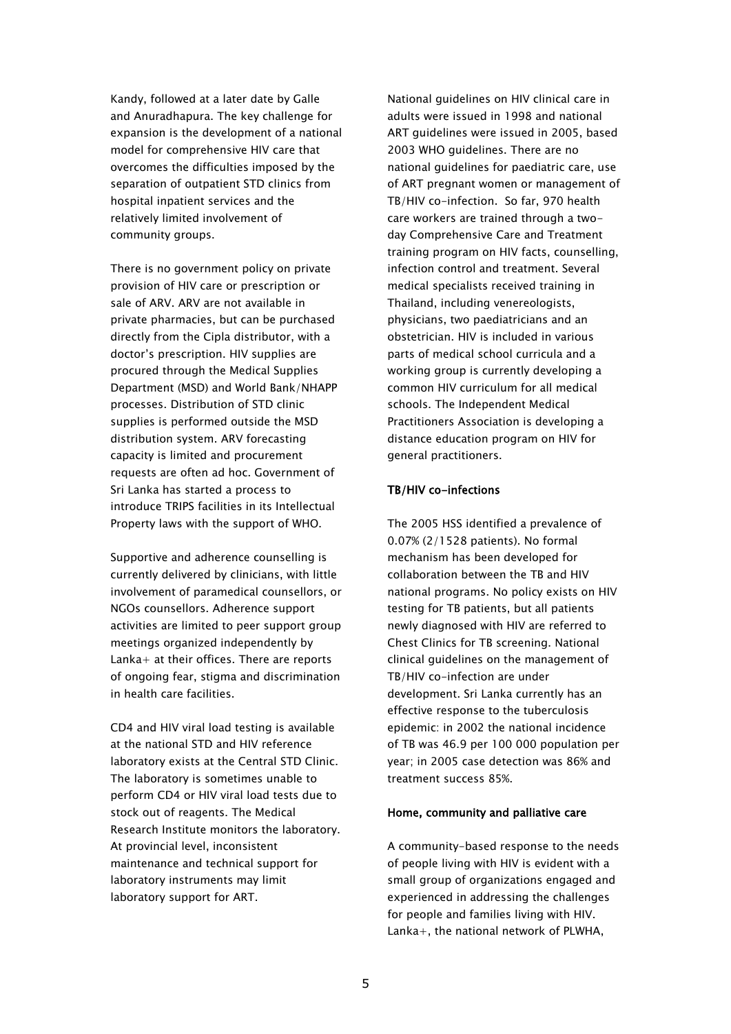Kandy, followed at a later date by Galle and Anuradhapura. The key challenge for expansion is the development of a national model for comprehensive HIV care that overcomes the difficulties imposed by the separation of outpatient STD clinics from hospital inpatient services and the relatively limited involvement of community groups.

There is no government policy on private provision of HIV care or prescription or sale of ARV. ARV are not available in private pharmacies, but can be purchased directly from the Cipla distributor, with a doctor's prescription. HIV supplies are procured through the Medical Supplies Department (MSD) and World Bank/NHAPP processes. Distribution of STD clinic supplies is performed outside the MSD distribution system. ARV forecasting capacity is limited and procurement requests are often ad hoc. Government of Sri Lanka has started a process to introduce TRIPS facilities in its Intellectual Property laws with the support of WHO.

Supportive and adherence counselling is currently delivered by clinicians, with little involvement of paramedical counsellors, or NGOs counsellors. Adherence support activities are limited to peer support group meetings organized independently by Lanka+ at their offices. There are reports of ongoing fear, stigma and discrimination in health care facilities.

CD4 and HIV viral load testing is available at the national STD and HIV reference laboratory exists at the Central STD Clinic. The laboratory is sometimes unable to perform CD4 or HIV viral load tests due to stock out of reagents. The Medical Research Institute monitors the laboratory. At provincial level, inconsistent maintenance and technical support for laboratory instruments may limit laboratory support for ART.

National guidelines on HIV clinical care in adults were issued in 1998 and national ART guidelines were issued in 2005, based 2003 WHO guidelines. There are no national guidelines for paediatric care, use of ART pregnant women or management of TB/HIV co-infection. So far, 970 health care workers are trained through a two-day Comprehensive Care and Treatment training program on HIV facts, counselling, infection control and treatment. Several medical specialists received training in Thailand, including venereologists, physicians, two paediatricians and an obstetrician. HIV is included in various parts of medical school curricula and a working group is currently developing a common HIV curriculum for all medical schools. The Independent Medical Practitioners Association is developing a distance education program on HIV for general practitioners.

**TB/HIV co-infections**

The 2005 HSS identified a prevalence of 0.07% (2/1528 patients). No formal mechanism has been developed for collaboration between the TB and HIV national programs. No policy exists on HIV testing for TB patients, but all patients newly diagnosed with HIV are referred to Chest Clinics for TB screening. National clinical guidelines on the management of TB/HIV co-infection are under development. Sri Lanka currently has an effective response to the tuberculosis epidemic: in 2002 the national incidence of TB was 46.9 per 100 000 population per year; in 2005 case detection was 86% and treatment success 85%.

**Home, community and palliative care**

A community-based response to the needs of people living with HIV is evident with a small group of organizations engaged and experienced in addressing the challenges for people and families living with HIV. Lanka+, the national network of PLWHA,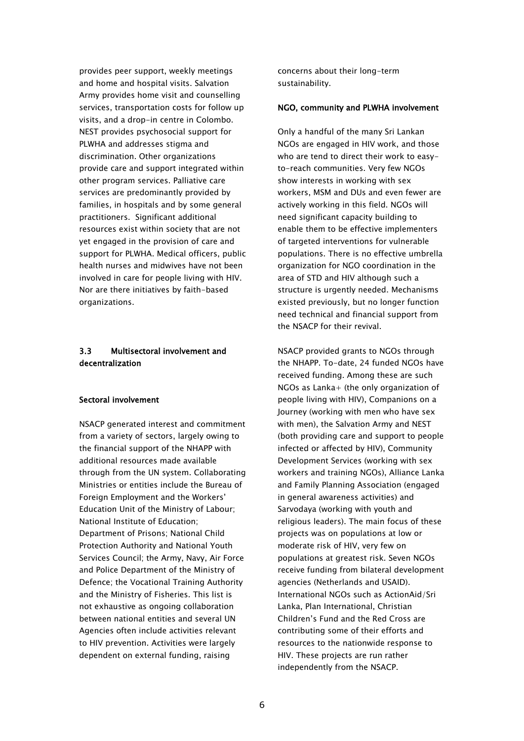provides peer support, weekly meetings and home and hospital visits. Salvation Army provides home visit and counselling services, transportation costs for follow up visits, and a drop-in centre in Colombo. NEST provides psychosocial support for PLWHA and addresses stigma and discrimination. Other organizations provide care and support integrated within other program services. Palliative care services are predominantly provided by families, in hospitals and by some general practitioners. Significant additional resources exist within society that are not yet engaged in the provision of care and support for PLWHA. Medical officers, public health nurses and midwives have not been involved in care for people living with HIV. Nor are there initiatives by faith-based organizations.

## 3.3 Multisectoral involvement and decentralization

### Sectoral involvement

NSACP generated interest and commitment from a variety of sectors, largely owing to the financial support of the NHAPP with additional resources made available through from the UN system. Collaborating Ministries or entities include the Bureau of Foreign Employment and the Workers' Education Unit of the Ministry of Labour; National Institute of Education; Department of Prisons; National Child Protection Authority and National Youth Services Council; the Army, Navy, Air Force and Police Department of the Ministry of Defence; the Vocational Training Authority and the Ministry of Fisheries. This list is not exhaustive as ongoing collaboration between national entities and several UN Agencies often include activities relevant to HIV prevention. Activities were largely dependent on external funding, raising concerns about their long-term sustainability.

### NGO, community and PLWHA involvement

Only a handful of the many Sri Lankan NGOs are engaged in HIV work, and those who are tend to direct their work to easy-to-reach communities. Very few NGOs show interests in working with sex workers, MSM and DUs and even fewer are actively working in this field. NGOs will need significant capacity building to enable them to be effective implementers of targeted interventions for vulnerable populations. There is no effective umbrella organization for NGO coordination in the area of STD and HIV although such a structure is urgently needed. Mechanisms existed previously, but no longer function need technical and financial support from the NSACP for their revival.

NSACP provided grants to NGOs through the NHAPP. To-date, 24 funded NGOs have received funding. Among these are such NGOs as Lanka+ (the only organization of people living with HIV), Companions on a Journey (working with men who have sex with men), the Salvation Army and NEST (both providing care and support to people infected or affected by HIV), Community Development Services (working with sex workers and training NGOs), Alliance Lanka and Family Planning Association (engaged in general awareness activities) and Sarvodaya (working with youth and religious leaders). The main focus of these projects was on populations at low or moderate risk of HIV, very few on populations at greatest risk. Seven NGOs receive funding from bilateral development agencies (Netherlands and USAID). International NGOs such as ActionAid/Sri Lanka, Plan International, Christian Children's Fund and the Red Cross are contributing some of their efforts and resources to the nationwide response to HIV. These projects are run rather independently from the NSACP.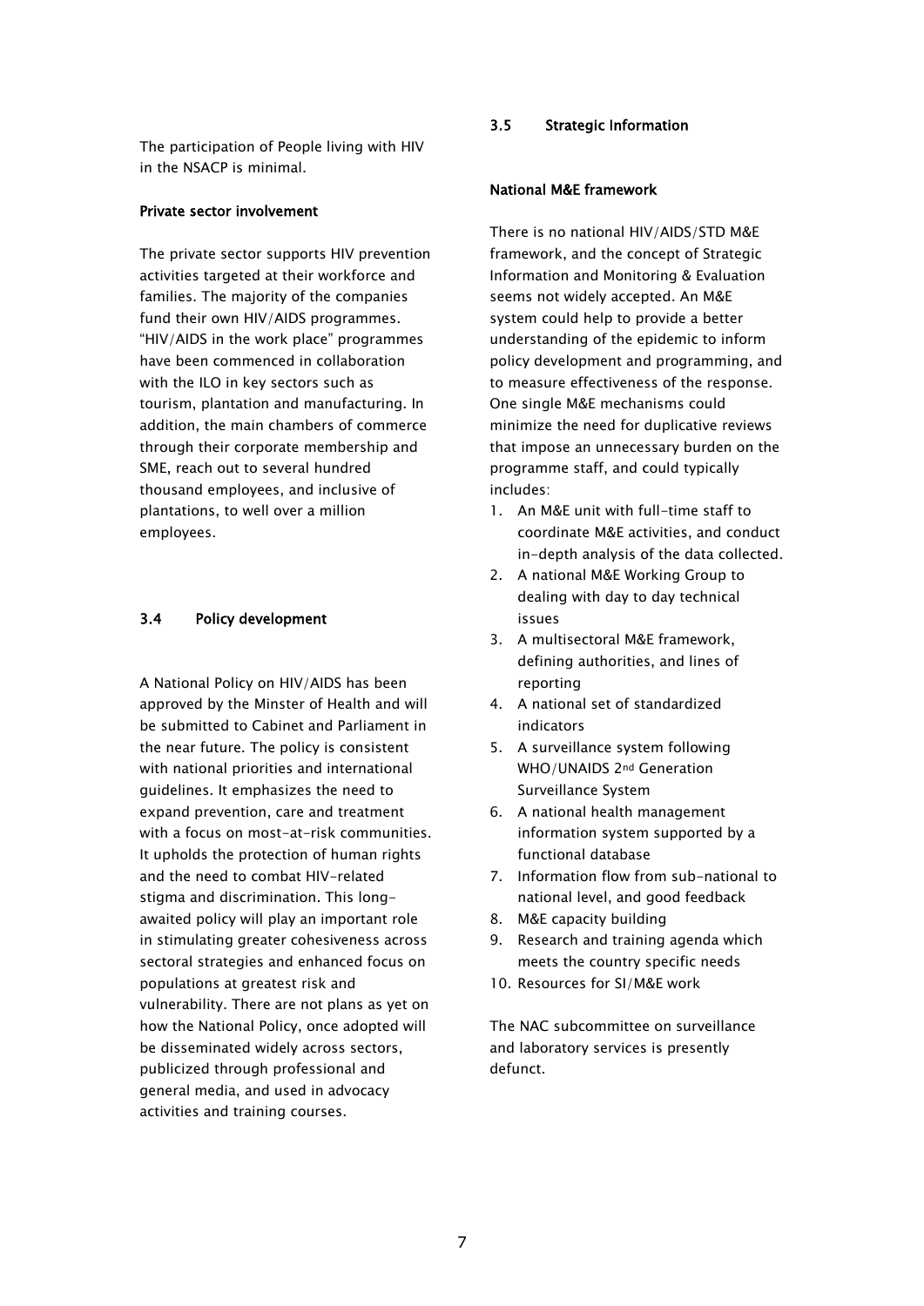The participation of People living with HIV in the NSACP is minimal.

**Private sector involvement**

The private sector supports HIV prevention activities targeted at their workforce and families. The majority of the companies fund their own HIV/AIDS programmes. "HIV/AIDS in the work place" programmes have been commenced in collaboration with the ILO in key sectors such as tourism, plantation and manufacturing. In addition, the main chambers of commerce through their corporate membership and SME, reach out to several hundred thousand employees, and inclusive of plantations, to well over a million employees.

## 3.4 Policy development

A National Policy on HIV/AIDS has been approved by the Minster of Health and will be submitted to Cabinet and Parliament in the near future. The policy is consistent with national priorities and international guidelines. It emphasizes the need to expand prevention, care and treatment with a focus on most-at-risk communities. It upholds the protection of human rights and the need to combat HIV-related stigma and discrimination. This long-awaited policy will play an important role in stimulating greater cohesiveness across sectoral strategies and enhanced focus on populations at greatest risk and vulnerability. There are not plans as yet on how the National Policy, once adopted will be disseminated widely across sectors, publicized through professional and general media, and used in advocacy activities and training courses.

## 3.5 Strategic Information

**National M&E framework**

There is no national HIV/AIDS/STD M&E framework, and the concept of Strategic Information and Monitoring & Evaluation seems not widely accepted. An M&E system could help to provide a better understanding of the epidemic to inform policy development and programming, and to measure effectiveness of the response. One single M&E mechanisms could minimize the need for duplicative reviews that impose an unnecessary burden on the programme staff, and could typically includes:

1. An M&E unit with full-time staff to coordinate M&E activities, and conduct in-depth analysis of the data collected.
2. A national M&E Working Group to dealing with day to day technical issues
3. A multisectoral M&E framework, defining authorities, and lines of reporting
4. A national set of standardized indicators
5. A surveillance system following WHO/UNAIDS 2nd Generation Surveillance System
6. A national health management information system supported by a functional database
7. Information flow from sub-national to national level, and good feedback
8. M&E capacity building
9. Research and training agenda which meets the country specific needs
10. Resources for SI/M&E work

The NAC subcommittee on surveillance and laboratory services is presently defunct.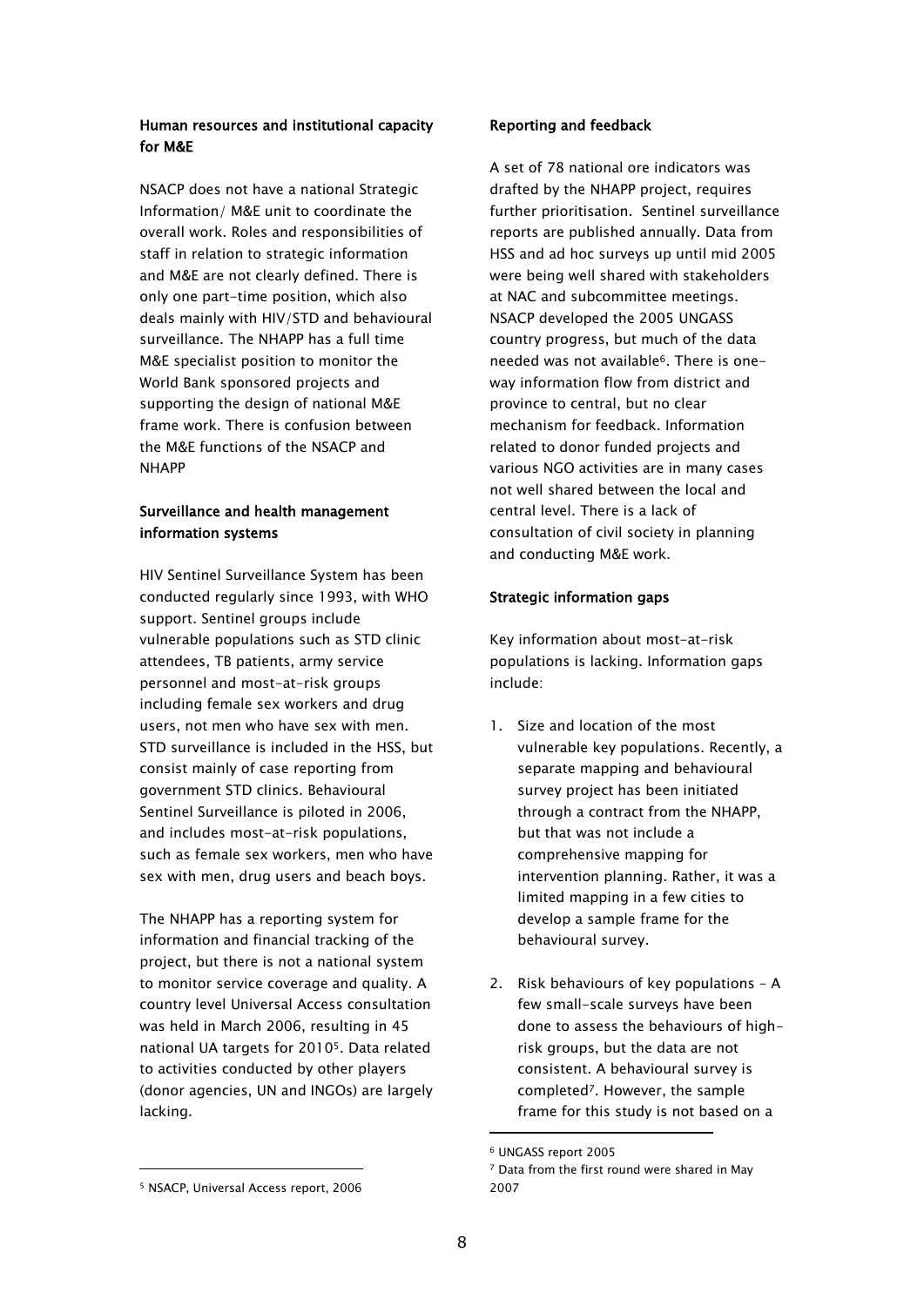**Human resources and institutional capacity for M&E**

NSACP does not have a national Strategic Information/ M&E unit to coordinate the overall work. Roles and responsibilities of staff in relation to strategic information and M&E are not clearly defined. There is only one part-time position, which also deals mainly with HIV/STD and behavioural surveillance. The NHAPP has a full time M&E specialist position to monitor the World Bank sponsored projects and supporting the design of national M&E frame work. There is confusion between the M&E functions of the NSACP and NHAPP

**Surveillance and health management information systems**

HIV Sentinel Surveillance System has been conducted regularly since 1993, with WHO support. Sentinel groups include vulnerable populations such as STD clinic attendees, TB patients, army service personnel and most-at-risk groups including female sex workers and drug users, not men who have sex with men. STD surveillance is included in the HSS, but consist mainly of case reporting from government STD clinics. Behavioural Sentinel Surveillance is piloted in 2006, and includes most-at-risk populations, such as female sex workers, men who have sex with men, drug users and beach boys.

The NHAPP has a reporting system for information and financial tracking of the project, but there is not a national system to monitor service coverage and quality. A country level Universal Access consultation was held in March 2006, resulting in 45 national UA targets for 2010[5]. Data related to activities conducted by other players (donor agencies, UN and INGOs) are largely lacking.

[5] NSACP, Universal Access report, 2006

**Reporting and feedback**

A set of 78 national ore indicators was drafted by the NHAPP project, requires further prioritisation. Sentinel surveillance reports are published annually. Data from HSS and ad hoc surveys up until mid 2005 were being well shared with stakeholders at NAC and subcommittee meetings. NSACP developed the 2005 UNGASS country progress, but much of the data needed was not available[6]. There is one-way information flow from district and province to central, but no clear mechanism for feedback. Information related to donor funded projects and various NGO activities are in many cases not well shared between the local and central level. There is a lack of consultation of civil society in planning and conducting M&E work.

**Strategic information gaps**

Key information about most-at-risk populations is lacking. Information gaps include:

1. Size and location of the most vulnerable key populations. Recently, a separate mapping and behavioural survey project has been initiated through a contract from the NHAPP, but that was not include a comprehensive mapping for intervention planning. Rather, it was a limited mapping in a few cities to develop a sample frame for the behavioural survey.

2. Risk behaviours of key populations – A few small-scale surveys have been done to assess the behaviours of high-risk groups, but the data are not consistent. A behavioural survey is completed[7]. However, the sample frame for this study is not based on a

[6] UNGASS report 2005

[7] Data from the first round were shared in May 2007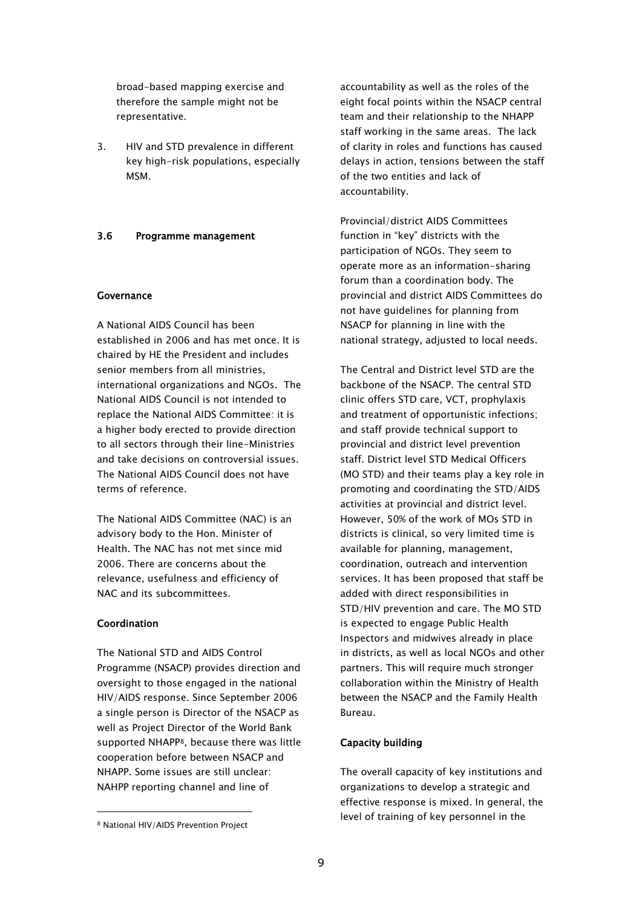broad-based mapping exercise and therefore the sample might not be representative.

3. HIV and STD prevalence in different key high-risk populations, especially MSM.

### 3.6 Programme management

#### Governance

A National AIDS Council has been established in 2006 and has met once. It is chaired by HE the President and includes senior members from all ministries, international organizations and NGOs. The National AIDS Council is not intended to replace the National AIDS Committee: it is a higher body erected to provide direction to all sectors through their line-Ministries and take decisions on controversial issues. The National AIDS Council does not have terms of reference.

The National AIDS Committee (NAC) is an advisory body to the Hon. Minister of Health. The NAC has not met since mid 2006. There are concerns about the relevance, usefulness and efficiency of NAC and its subcommittees.

#### Coordination

The National STD and AIDS Control Programme (NSACP) provides direction and oversight to those engaged in the national HIV/AIDS response. Since September 2006 a single person is Director of the NSACP as well as Project Director of the World Bank supported NHAPP[8], because there was little cooperation before between NSACP and NHAPP. Some issues are still unclear: NAHPP reporting channel and line of accountability as well as the roles of the eight focal points within the NSACP central team and their relationship to the NHAPP staff working in the same areas. The lack of clarity in roles and functions has caused delays in action, tensions between the staff of the two entities and lack of accountability.

Provincial/district AIDS Committees function in "key" districts with the participation of NGOs. They seem to operate more as an information-sharing forum than a coordination body. The provincial and district AIDS Committees do not have guidelines for planning from NSACP for planning in line with the national strategy, adjusted to local needs.

The Central and District level STD are the backbone of the NSACP. The central STD clinic offers STD care, VCT, prophylaxis and treatment of opportunistic infections; and staff provide technical support to provincial and district level prevention staff. District level STD Medical Officers (MO STD) and their teams play a key role in promoting and coordinating the STD/AIDS activities at provincial and district level. However, 50% of the work of MOs STD in districts is clinical, so very limited time is available for planning, management, coordination, outreach and intervention services. It has been proposed that staff be added with direct responsibilities in STD/HIV prevention and care. The MO STD is expected to engage Public Health Inspectors and midwives already in place in districts, as well as local NGOs and other partners. This will require much stronger collaboration within the Ministry of Health between the NSACP and the Family Health Bureau.

#### Capacity building

The overall capacity of key institutions and organizations to develop a strategic and effective response is mixed. In general, the level of training of key personnel in the

---

[8] National HIV/AIDS Prevention Project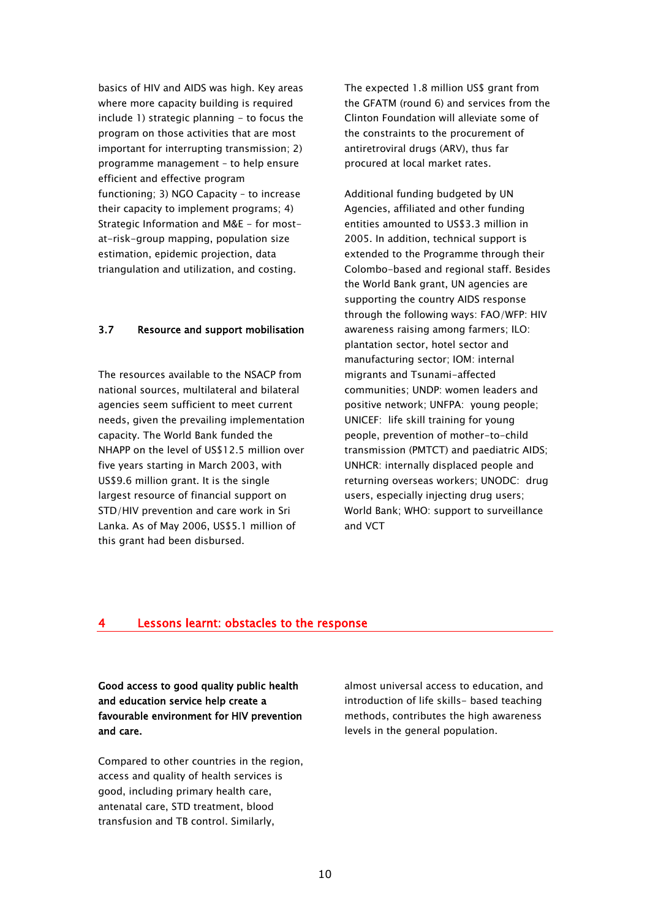basics of HIV and AIDS was high. Key areas where more capacity building is required include 1) strategic planning – to focus the program on those activities that are most important for interrupting transmission; 2) programme management – to help ensure efficient and effective program functioning; 3) NGO Capacity – to increase their capacity to implement programs; 4) Strategic Information and M&E - for most-at-risk-group mapping, population size estimation, epidemic projection, data triangulation and utilization, and costing.

### 3.7 Resource and support mobilisation

The resources available to the NSACP from national sources, multilateral and bilateral agencies seem sufficient to meet current needs, given the prevailing implementation capacity. The World Bank funded the NHAPP on the level of US$12.5 million over five years starting in March 2003, with US$9.6 million grant. It is the single largest resource of financial support on STD/HIV prevention and care work in Sri Lanka. As of May 2006, US$5.1 million of this grant had been disbursed.

The expected 1.8 million US$ grant from the GFATM (round 6) and services from the Clinton Foundation will alleviate some of the constraints to the procurement of antiretroviral drugs (ARV), thus far procured at local market rates.

Additional funding budgeted by UN Agencies, affiliated and other funding entities amounted to US$3.3 million in 2005. In addition, technical support is extended to the Programme through their Colombo-based and regional staff. Besides the World Bank grant, UN agencies are supporting the country AIDS response through the following ways: FAO/WFP: HIV awareness raising among farmers; ILO: plantation sector, hotel sector and manufacturing sector; IOM: internal migrants and Tsunami-affected communities; UNDP: women leaders and positive network; UNFPA: young people; UNICEF: life skill training for young people, prevention of mother-to-child transmission (PMTCT) and paediatric AIDS; UNHCR: internally displaced people and returning overseas workers; UNODC: drug users, especially injecting drug users; World Bank; WHO: support to surveillance and VCT

## 4 Lessons learnt: obstacles to the response

**Good access to good quality public health and education service help create a favourable environment for HIV prevention and care.**

Compared to other countries in the region, access and quality of health services is good, including primary health care, antenatal care, STD treatment, blood transfusion and TB control. Similarly, almost universal access to education, and introduction of life skills- based teaching methods, contributes the high awareness levels in the general population.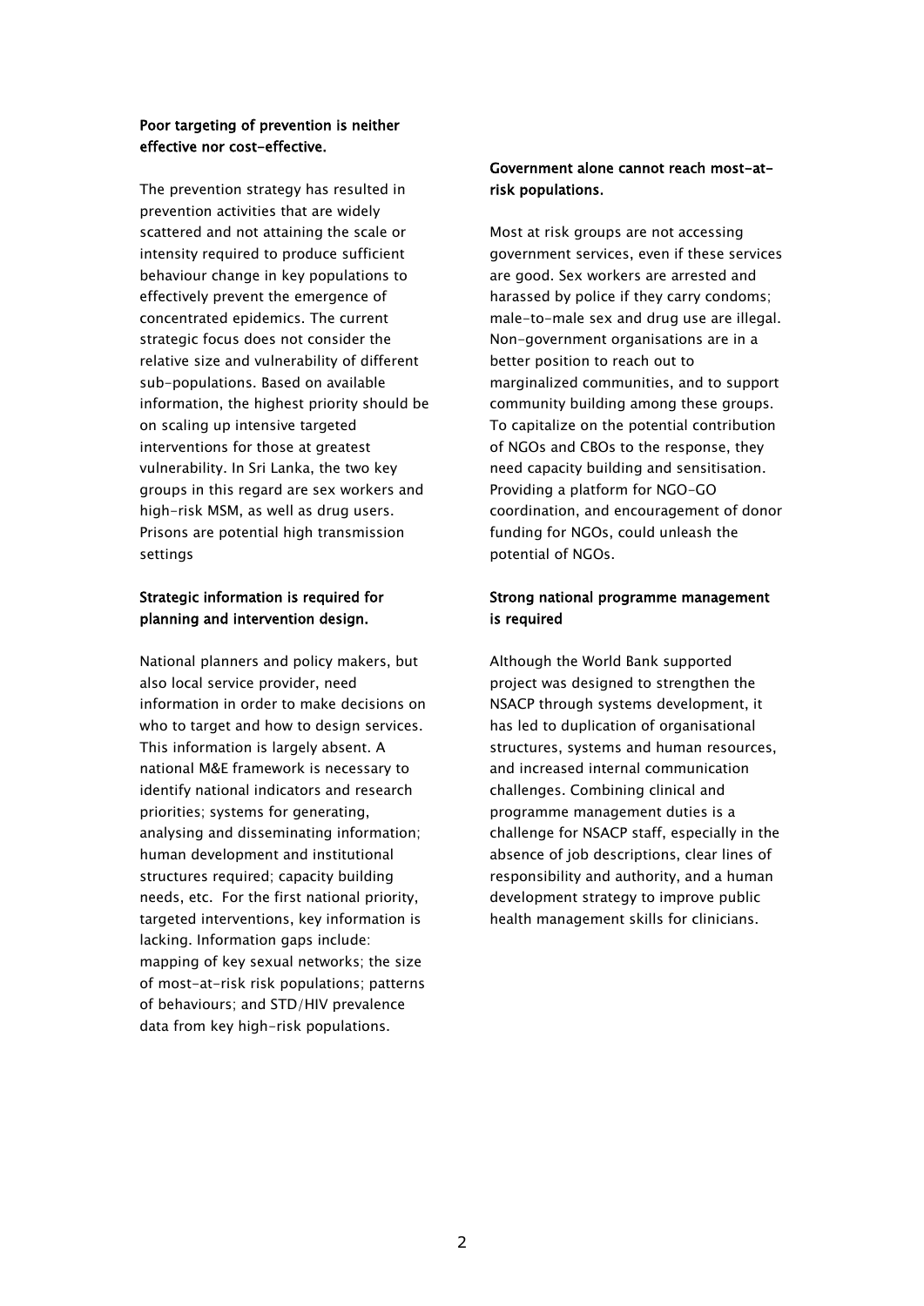**Poor targeting of prevention is neither effective nor cost-effective.**

The prevention strategy has resulted in prevention activities that are widely scattered and not attaining the scale or intensity required to produce sufficient behaviour change in key populations to effectively prevent the emergence of concentrated epidemics. The current strategic focus does not consider the relative size and vulnerability of different sub-populations. Based on available information, the highest priority should be on scaling up intensive targeted interventions for those at greatest vulnerability. In Sri Lanka, the two key groups in this regard are sex workers and high-risk MSM, as well as drug users. Prisons are potential high transmission settings

**Strategic information is required for planning and intervention design.**

National planners and policy makers, but also local service provider, need information in order to make decisions on who to target and how to design services. This information is largely absent. A national M&E framework is necessary to identify national indicators and research priorities; systems for generating, analysing and disseminating information; human development and institutional structures required; capacity building needs, etc. For the first national priority, targeted interventions, key information is lacking. Information gaps include: mapping of key sexual networks; the size of most-at-risk risk populations; patterns of behaviours; and STD/HIV prevalence data from key high-risk populations.

**Government alone cannot reach most-at-risk populations.**

Most at risk groups are not accessing government services, even if these services are good. Sex workers are arrested and harassed by police if they carry condoms; male-to-male sex and drug use are illegal. Non-government organisations are in a better position to reach out to marginalized communities, and to support community building among these groups. To capitalize on the potential contribution of NGOs and CBOs to the response, they need capacity building and sensitisation. Providing a platform for NGO-GO coordination, and encouragement of donor funding for NGOs, could unleash the potential of NGOs.

**Strong national programme management is required**

Although the World Bank supported project was designed to strengthen the NSACP through systems development, it has led to duplication of organisational structures, systems and human resources, and increased internal communication challenges. Combining clinical and programme management duties is a challenge for NSACP staff, especially in the absence of job descriptions, clear lines of responsibility and authority, and a human development strategy to improve public health management skills for clinicians.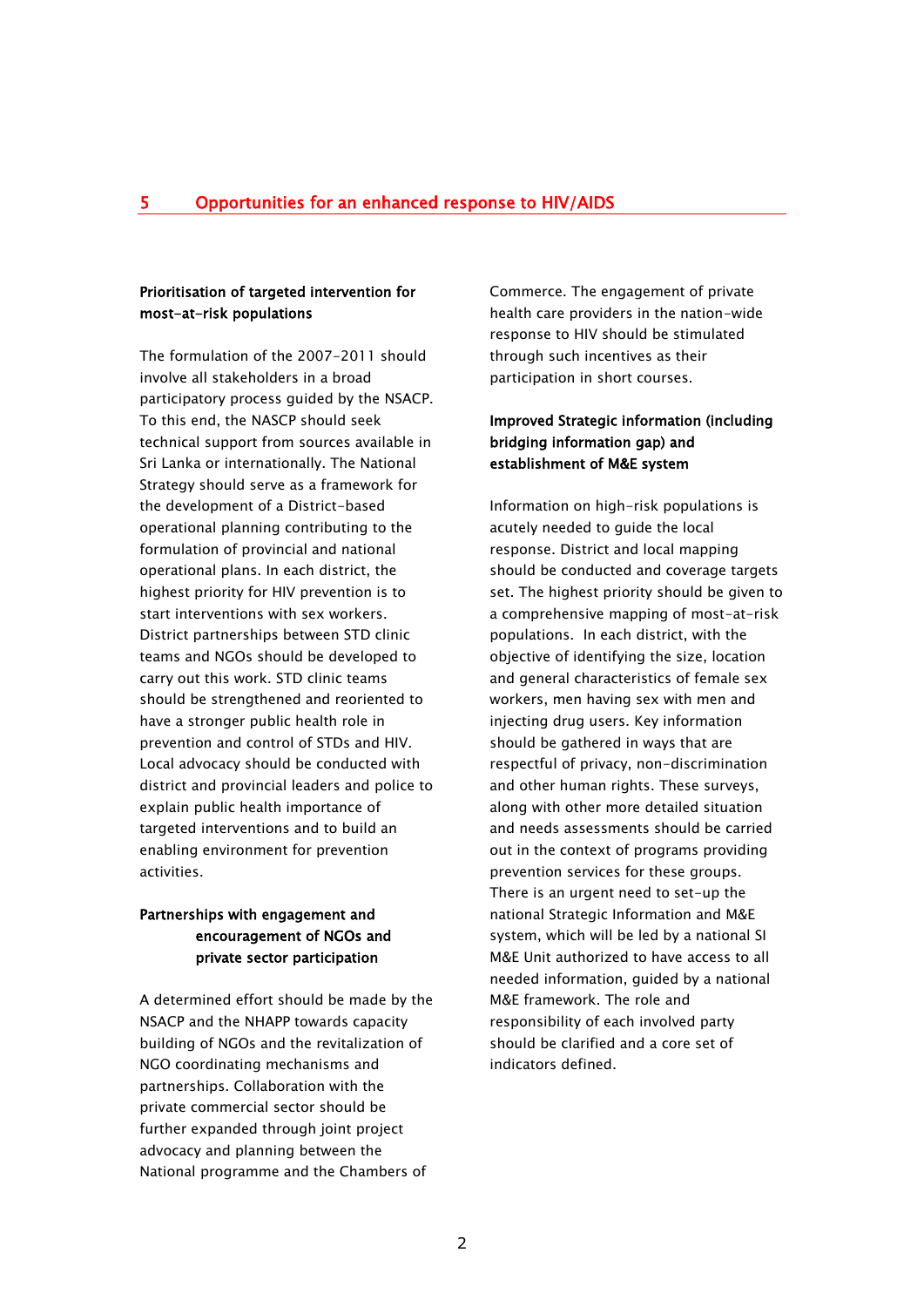# 5 Opportunities for an enhanced response to HIV/AIDS

**Prioritisation of targeted intervention for most-at-risk populations**

The formulation of the 2007-2011 should involve all stakeholders in a broad participatory process guided by the NSACP. To this end, the NASCP should seek technical support from sources available in Sri Lanka or internationally. The National Strategy should serve as a framework for the development of a District-based operational planning contributing to the formulation of provincial and national operational plans. In each district, the highest priority for HIV prevention is to start interventions with sex workers. District partnerships between STD clinic teams and NGOs should be developed to carry out this work. STD clinic teams should be strengthened and reoriented to have a stronger public health role in prevention and control of STDs and HIV. Local advocacy should be conducted with district and provincial leaders and police to explain public health importance of targeted interventions and to build an enabling environment for prevention activities.

**Partnerships with engagement and encouragement of NGOs and private sector participation**

A determined effort should be made by the NSACP and the NHAPP towards capacity building of NGOs and the revitalization of NGO coordinating mechanisms and partnerships. Collaboration with the private commercial sector should be further expanded through joint project advocacy and planning between the National programme and the Chambers of Commerce. The engagement of private health care providers in the nation-wide response to HIV should be stimulated through such incentives as their participation in short courses.

**Improved Strategic information (including bridging information gap) and establishment of M&E system**

Information on high-risk populations is acutely needed to guide the local response. District and local mapping should be conducted and coverage targets set. The highest priority should be given to a comprehensive mapping of most-at-risk populations. In each district, with the objective of identifying the size, location and general characteristics of female sex workers, men having sex with men and injecting drug users. Key information should be gathered in ways that are respectful of privacy, non-discrimination and other human rights. These surveys, along with other more detailed situation and needs assessments should be carried out in the context of programs providing prevention services for these groups. There is an urgent need to set-up the national Strategic Information and M&E system, which will be led by a national SI M&E Unit authorized to have access to all needed information, guided by a national M&E framework. The role and responsibility of each involved party should be clarified and a core set of indicators defined.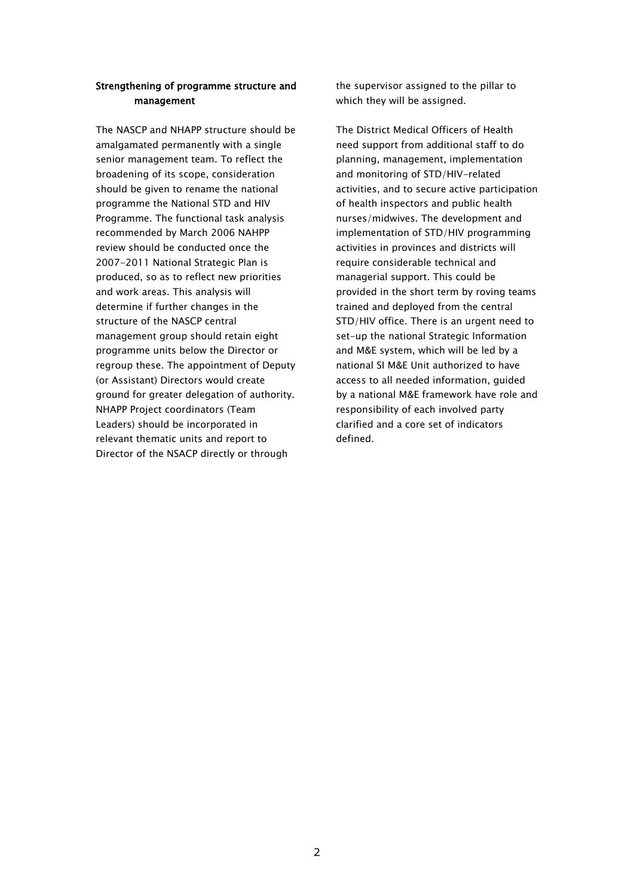**Strengthening of programme structure and management**

The NASCP and NHAPP structure should be amalgamated permanently with a single senior management team. To reflect the broadening of its scope, consideration should be given to rename the national programme the National STD and HIV Programme. The functional task analysis recommended by March 2006 NAHPP review should be conducted once the 2007-2011 National Strategic Plan is produced, so as to reflect new priorities and work areas. This analysis will determine if further changes in the structure of the NASCP central management group should retain eight programme units below the Director or regroup these. The appointment of Deputy (or Assistant) Directors would create ground for greater delegation of authority. NHAPP Project coordinators (Team Leaders) should be incorporated in relevant thematic units and report to Director of the NSACP directly or through the supervisor assigned to the pillar to which they will be assigned.

The District Medical Officers of Health need support from additional staff to do planning, management, implementation and monitoring of STD/HIV-related activities, and to secure active participation of health inspectors and public health nurses/midwives. The development and implementation of STD/HIV programming activities in provinces and districts will require considerable technical and managerial support. This could be provided in the short term by roving teams trained and deployed from the central STD/HIV office. There is an urgent need to set-up the national Strategic Information and M&E system, which will be led by a national SI M&E Unit authorized to have access to all needed information, guided by a national M&E framework have role and responsibility of each involved party clarified and a core set of indicators defined.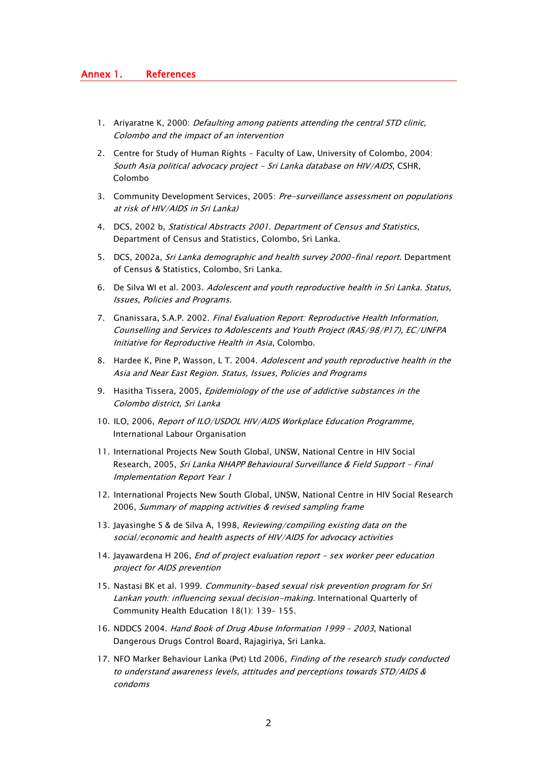## Annex 1. References

1. Ariyaratne K, 2000: *Defaulting among patients attending the central STD clinic, Colombo and the impact of an intervention*
2. Centre for Study of Human Rights - Faculty of Law, University of Colombo, 2004: *South Asia political advocacy project - Sri Lanka database on HIV/AIDS*, CSHR, Colombo
3. Community Development Services, 2005: *Pre-surveillance assessment on populations at risk of HIV/AIDS in Sri Lanka)*
4. DCS, 2002 b, *Statistical Abstracts 2001. Department of Census and Statistics*, Department of Census and Statistics, Colombo, Sri Lanka.
5. DCS, 2002a, *Sri Lanka demographic and health survey 2000-final report*. Department of Census & Statistics, Colombo, Sri Lanka.
6. De Silva WI et al. 2003. *Adolescent and youth reproductive health in Sri Lanka. Status, Issues, Policies and Programs.*
7. Gnanissara, S.A.P. 2002. *Final Evaluation Report: Reproductive Health Information, Counselling and Services to Adolescents and Youth Project (RAS/98/P17), EC/UNFPA Initiative for Reproductive Health in Asia*, Colombo.
8. Hardee K, Pine P, Wasson, L T. 2004. *Adolescent and youth reproductive health in the Asia and Near East Region. Status, Issues, Policies and Programs*
9. Hasitha Tissera, 2005, *Epidemiology of the use of addictive substances in the Colombo district, Sri Lanka*
10. ILO, 2006, *Report of ILO/USDOL HIV/AIDS Workplace Education Programme*, International Labour Organisation
11. International Projects New South Global, UNSW, National Centre in HIV Social Research, 2005, *Sri Lanka NHAPP Behavioural Surveillance & Field Support – Final Implementation Report Year 1*
12. International Projects New South Global, UNSW, National Centre in HIV Social Research 2006, *Summary of mapping activities & revised sampling frame*
13. Jayasinghe S & de Silva A, 1998, *Reviewing/compiling existing data on the social/economic and health aspects of HIV/AIDS for advocacy activities*
14. Jayawardena H 206, *End of project evaluation report - sex worker peer education project for AIDS prevention*
15. Nastasi BK et al. 1999. *Community-based sexual risk prevention program for Sri Lankan youth: influencing sexual decision-making*. International Quarterly of Community Health Education 18(1): 139– 155.
16. NDDCS 2004. *Hand Book of Drug Abuse Information 1999 – 2003*, National Dangerous Drugs Control Board, Rajagiriya, Sri Lanka.
17. NFO Marker Behaviour Lanka (Pvt) Ltd 2006, *Finding of the research study conducted to understand awareness levels, attitudes and perceptions towards STD/AIDS & condoms*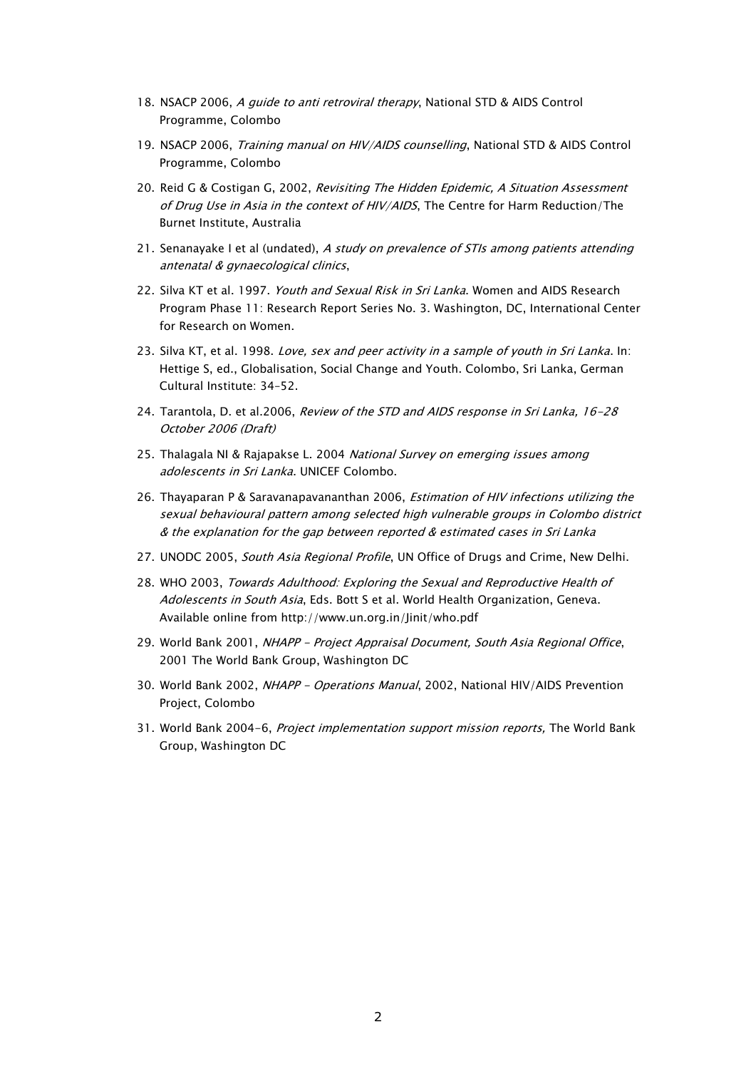18. NSACP 2006, *A guide to anti retroviral therapy*, National STD & AIDS Control Programme, Colombo

19. NSACP 2006, *Training manual on HIV/AIDS counselling*, National STD & AIDS Control Programme, Colombo

20. Reid G & Costigan G, 2002, *Revisiting The Hidden Epidemic, A Situation Assessment of Drug Use in Asia in the context of HIV/AIDS*, The Centre for Harm Reduction/The Burnet Institute, Australia

21. Senanayake I et al (undated), *A study on prevalence of STIs among patients attending antenatal & gynaecological clinics*,

22. Silva KT et al. 1997. *Youth and Sexual Risk in Sri Lanka*. Women and AIDS Research Program Phase 11: Research Report Series No. 3. Washington, DC, International Center for Research on Women.

23. Silva KT, et al. 1998. *Love, sex and peer activity in a sample of youth in Sri Lanka*. In: Hettige S, ed., Globalisation, Social Change and Youth. Colombo, Sri Lanka, German Cultural Institute: 34–52.

24. Tarantola, D. et al.2006, *Review of the STD and AIDS response in Sri Lanka, 16-28 October 2006 (Draft)*

25. Thalagala NI & Rajapakse L. 2004 *National Survey on emerging issues among adolescents in Sri Lanka*. UNICEF Colombo.

26. Thayaparan P & Saravanapavananthan 2006, *Estimation of HIV infections utilizing the sexual behavioural pattern among selected high vulnerable groups in Colombo district & the explanation for the gap between reported & estimated cases in Sri Lanka*

27. UNODC 2005, *South Asia Regional Profile*, UN Office of Drugs and Crime, New Delhi.

28. WHO 2003, *Towards Adulthood: Exploring the Sexual and Reproductive Health of Adolescents in South Asia*, Eds. Bott S et al. World Health Organization, Geneva. Available online from http://www.un.org.in/Jinit/who.pdf

29. World Bank 2001, *NHAPP – Project Appraisal Document, South Asia Regional Office*, 2001 The World Bank Group, Washington DC

30. World Bank 2002, *NHAPP – Operations Manual*, 2002, National HIV/AIDS Prevention Project, Colombo

31. World Bank 2004-6, *Project implementation support mission reports,* The World Bank Group, Washington DC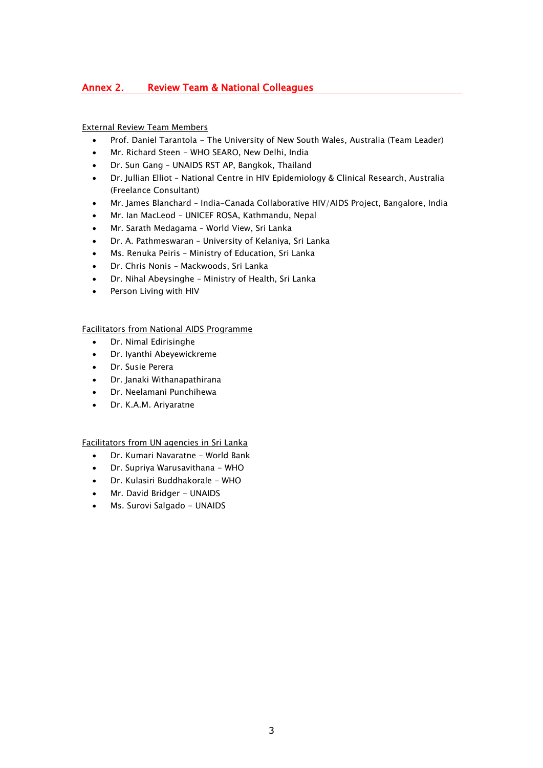## Annex 2. Review Team & National Colleagues

External Review Team Members

- Prof. Daniel Tarantola - The University of New South Wales, Australia (Team Leader)
- Mr. Richard Steen - WHO SEARO, New Delhi, India
- Dr. Sun Gang – UNAIDS RST AP, Bangkok, Thailand
- Dr. Jullian Elliot – National Centre in HIV Epidemiology & Clinical Research, Australia (Freelance Consultant)
- Mr. James Blanchard – India-Canada Collaborative HIV/AIDS Project, Bangalore, India
- Mr. Ian MacLeod – UNICEF ROSA, Kathmandu, Nepal
- Mr. Sarath Medagama – World View, Sri Lanka
- Dr. A. Pathmeswaran – University of Kelaniya, Sri Lanka
- Ms. Renuka Peiris – Ministry of Education, Sri Lanka
- Dr. Chris Nonis – Mackwoods, Sri Lanka
- Dr. Nihal Abeysinghe – Ministry of Health, Sri Lanka
- Person Living with HIV

Facilitators from National AIDS Programme

- Dr. Nimal Edirisinghe
- Dr. Iyanthi Abeyewickreme
- Dr. Susie Perera
- Dr. Janaki Withanapathirana
- Dr. Neelamani Punchihewa
- Dr. K.A.M. Ariyaratne

Facilitators from UN agencies in Sri Lanka

- Dr. Kumari Navaratne - World Bank
- Dr. Supriya Warusavithana - WHO
- Dr. Kulasiri Buddhakorale - WHO
- Mr. David Bridger - UNAIDS
- Ms. Surovi Salgado - UNAIDS